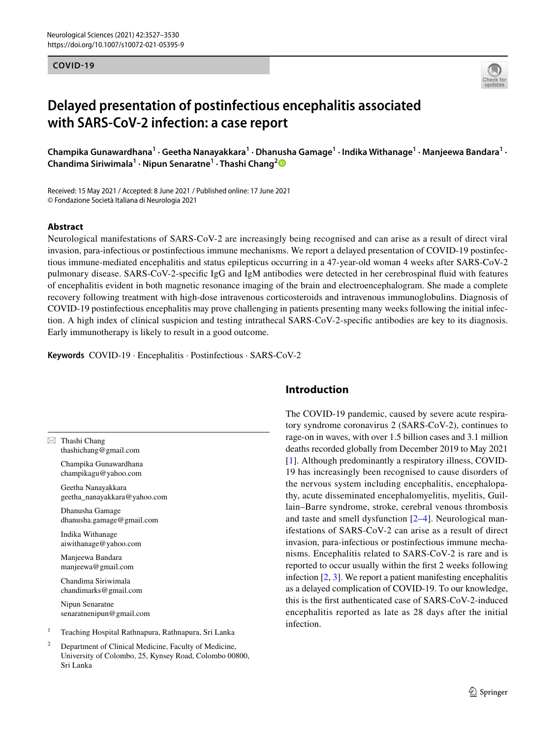COVID-19

# Delayed presentation of postinfectious encephalitis associated with SARS-CoV-2 infection: a case report

**Champika Gunawardhana[1] · Geetha Nanayakkara[1] · Dhanusha Gamage[1] · Indika Withanage[1] · Manjeewa Bandara[1] · Chandima Siriwimala[1] · Nipun Senaratne[1] · Thashi Chang[2]**

Received: 15 May 2021 / Accepted: 8 June 2021 / Published online: 17 June 2021
© Fondazione Società Italiana di Neurologia 2021

## Abstract

Neurological manifestations of SARS-CoV-2 are increasingly being recognised and can arise as a result of direct viral invasion, para-infectious or postinfectious immune mechanisms. We report a delayed presentation of COVID-19 postinfectious immune-mediated encephalitis and status epilepticus occurring in a 47-year-old woman 4 weeks after SARS-CoV-2 pulmonary disease. SARS-CoV-2-specific IgG and IgM antibodies were detected in her cerebrospinal fluid with features of encephalitis evident in both magnetic resonance imaging of the brain and electroencephalogram. She made a complete recovery following treatment with high-dose intravenous corticosteroids and intravenous immunoglobulins. Diagnosis of COVID-19 postinfectious encephalitis may prove challenging in patients presenting many weeks following the initial infection. A high index of clinical suspicion and testing intrathecal SARS-CoV-2-specific antibodies are key to its diagnosis. Early immunotherapy is likely to result in a good outcome.

**Keywords** COVID-19 · Encephalitis · Postinfectious · SARS-CoV-2

## Introduction

The COVID-19 pandemic, caused by severe acute respiratory syndrome coronavirus 2 (SARS-CoV-2), continues to rage-on in waves, with over 1.5 billion cases and 3.1 million deaths recorded globally from December 2019 to May 2021 [1]. Although predominantly a respiratory illness, COVID-19 has increasingly been recognised to cause disorders of the nervous system including encephalitis, encephalopathy, acute disseminated encephalomyelitis, myelitis, Guillain–Barre syndrome, stroke, cerebral venous thrombosis and taste and smell dysfunction [2–4]. Neurological manifestations of SARS-CoV-2 can arise as a result of direct invasion, para-infectious or postinfectious immune mechanisms. Encephalitis related to SARS-CoV-2 is rare and is reported to occur usually within the first 2 weeks following infection [2, 3]. We report a patient manifesting encephalitis as a delayed complication of COVID-19. To our knowledge, this is the first authenticated case of SARS-CoV-2-induced encephalitis reported as late as 28 days after the initial infection.

---

✉ Thashi Chang
thashichang@gmail.com

Champika Gunawardhana
champikagu@yahoo.com

Geetha Nanayakkara
geetha_nanayakkara@yahoo.com

Dhanusha Gamage
dhanusha.gamage@gmail.com

Indika Withanage
aiwithanage@yahoo.com

Manjeewa Bandara
manjeewa@gmail.com

Chandima Siriwimala
chandimarks@gmail.com

Nipun Senaratne
senaratnenipun@gmail.com

[1] Teaching Hospital Rathnapura, Rathnapura, Sri Lanka

[2] Department of Clinical Medicine, Faculty of Medicine, University of Colombo, 25, Kynsey Road, Colombo 00800, Sri Lanka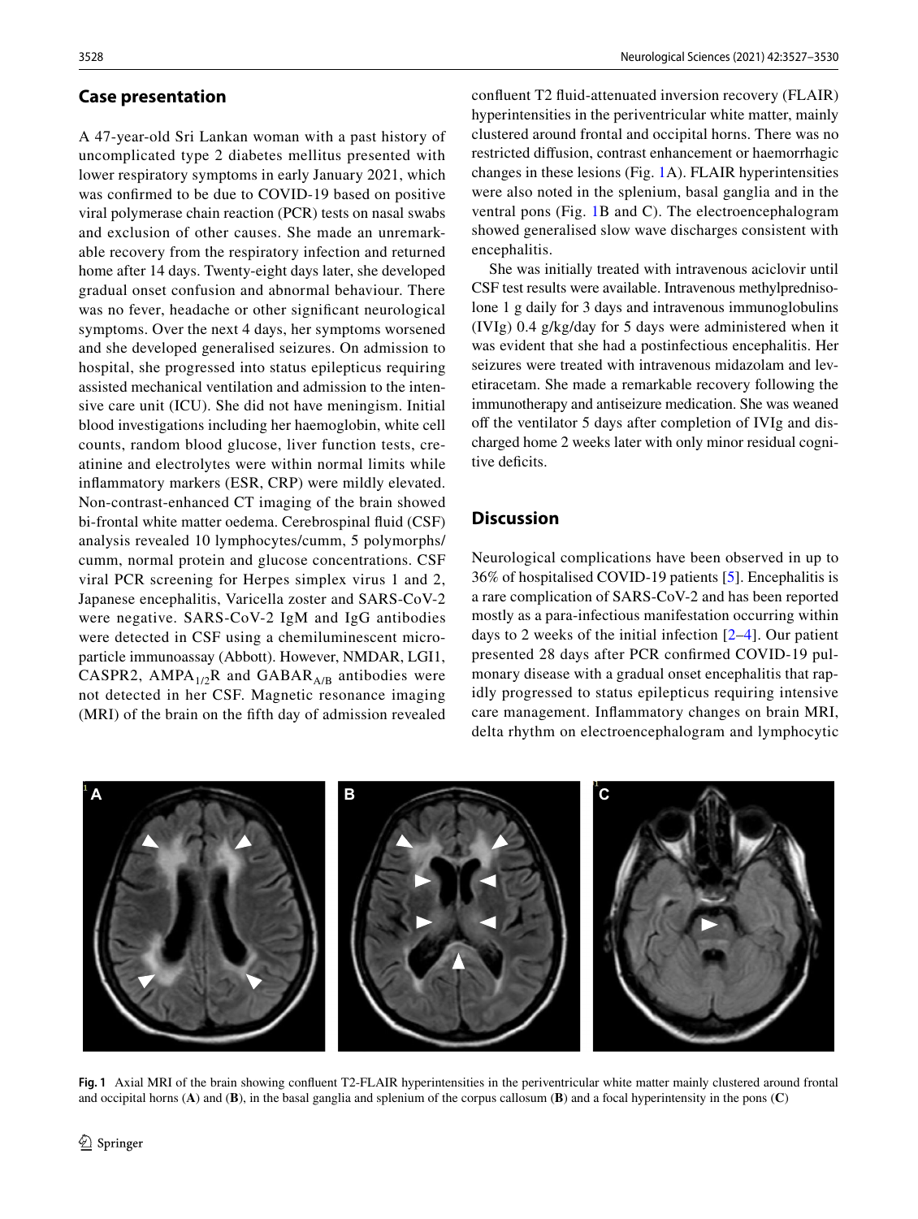## Case presentation

A 47-year-old Sri Lankan woman with a past history of uncomplicated type 2 diabetes mellitus presented with lower respiratory symptoms in early January 2021, which was confirmed to be due to COVID-19 based on positive viral polymerase chain reaction (PCR) tests on nasal swabs and exclusion of other causes. She made an unremarkable recovery from the respiratory infection and returned home after 14 days. Twenty-eight days later, she developed gradual onset confusion and abnormal behaviour. There was no fever, headache or other significant neurological symptoms. Over the next 4 days, her symptoms worsened and she developed generalised seizures. On admission to hospital, she progressed into status epilepticus requiring assisted mechanical ventilation and admission to the intensive care unit (ICU). She did not have meningism. Initial blood investigations including her haemoglobin, white cell counts, random blood glucose, liver function tests, creatinine and electrolytes were within normal limits while inflammatory markers (ESR, CRP) were mildly elevated. Non-contrast-enhanced CT imaging of the brain showed bi-frontal white matter oedema. Cerebrospinal fluid (CSF) analysis revealed 10 lymphocytes/cumm, 5 polymorphs/cumm, normal protein and glucose concentrations. CSF viral PCR screening for Herpes simplex virus 1 and 2, Japanese encephalitis, Varicella zoster and SARS-CoV-2 were negative. SARS-CoV-2 IgM and IgG antibodies were detected in CSF using a chemiluminescent microparticle immunoassay (Abbott). However, NMDAR, LGI1, CASPR2, $AMPA_{1/2}R$ and $GABAR_{A/B}$ antibodies were not detected in her CSF. Magnetic resonance imaging (MRI) of the brain on the fifth day of admission revealed confluent T2 fluid-attenuated inversion recovery (FLAIR) hyperintensities in the periventricular white matter, mainly clustered around frontal and occipital horns. There was no restricted diffusion, contrast enhancement or haemorrhagic changes in these lesions (Fig. 1A). FLAIR hyperintensities were also noted in the splenium, basal ganglia and in the ventral pons (Fig. 1B and C). The electroencephalogram showed generalised slow wave discharges consistent with encephalitis.

She was initially treated with intravenous aciclovir until CSF test results were available. Intravenous methylprednisolone 1 g daily for 3 days and intravenous immunoglobulins (IVIg) 0.4 g/kg/day for 5 days were administered when it was evident that she had a postinfectious encephalitis. Her seizures were treated with intravenous midazolam and levetiracetam. She made a remarkable recovery following the immunotherapy and antiseizure medication. She was weaned off the ventilator 5 days after completion of IVIg and discharged home 2 weeks later with only minor residual cognitive deficits.

## Discussion

Neurological complications have been observed in up to 36% of hospitalised COVID-19 patients [5]. Encephalitis is a rare complication of SARS-CoV-2 and has been reported mostly as a para-infectious manifestation occurring within days to 2 weeks of the initial infection [2–4]. Our patient presented 28 days after PCR confirmed COVID-19 pulmonary disease with a gradual onset encephalitis that rapidly progressed to status epilepticus requiring intensive care management. Inflammatory changes on brain MRI, delta rhythm on electroencephalogram and lymphocytic

**Fig. 1** Axial MRI of the brain showing confluent T2-FLAIR hyperintensities in the periventricular white matter mainly clustered around frontal and occipital horns (**A**) and (**B**), in the basal ganglia and splenium of the corpus callosum (**B**) and a focal hyperintensity in the pons (**C**)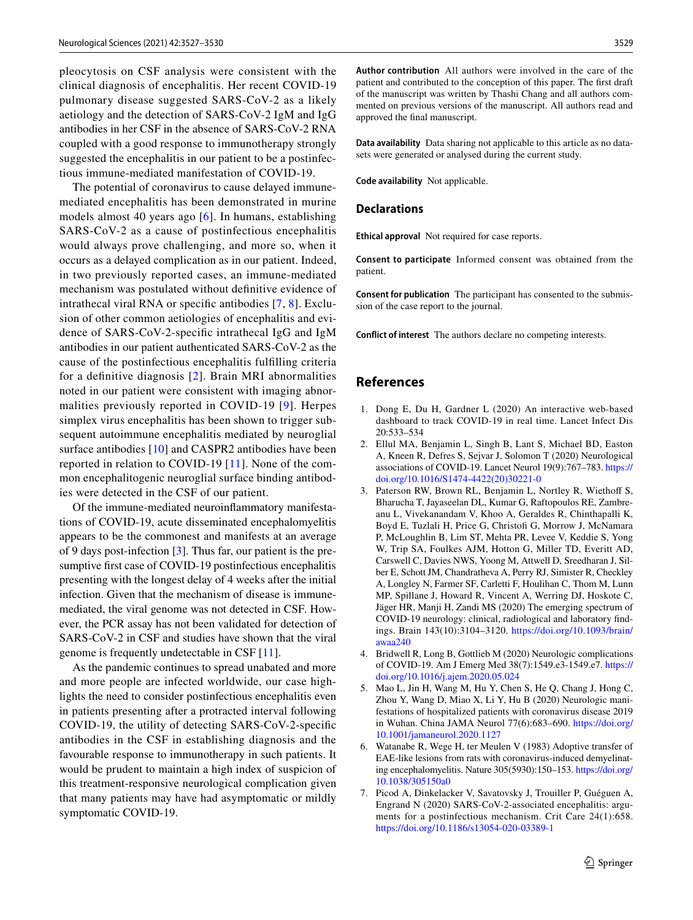pleocytosis on CSF analysis were consistent with the clinical diagnosis of encephalitis. Her recent COVID-19 pulmonary disease suggested SARS-CoV-2 as a likely aetiology and the detection of SARS-CoV-2 IgM and IgG antibodies in her CSF in the absence of SARS-CoV-2 RNA coupled with a good response to immunotherapy strongly suggested the encephalitis in our patient to be a postinfectious immune-mediated manifestation of COVID-19.

The potential of coronavirus to cause delayed immune-mediated encephalitis has been demonstrated in murine models almost 40 years ago [6]. In humans, establishing SARS-CoV-2 as a cause of postinfectious encephalitis would always prove challenging, and more so, when it occurs as a delayed complication as in our patient. Indeed, in two previously reported cases, an immune-mediated mechanism was postulated without definitive evidence of intrathecal viral RNA or specific antibodies [7, 8]. Exclusion of other common aetiologies of encephalitis and evidence of SARS-CoV-2-specific intrathecal IgG and IgM antibodies in our patient authenticated SARS-CoV-2 as the cause of the postinfectious encephalitis fulfilling criteria for a definitive diagnosis [2]. Brain MRI abnormalities noted in our patient were consistent with imaging abnormalities previously reported in COVID-19 [9]. Herpes simplex virus encephalitis has been shown to trigger subsequent autoimmune encephalitis mediated by neuroglial surface antibodies [10] and CASPR2 antibodies have been reported in relation to COVID-19 [11]. None of the common encephalitogenic neuroglial surface binding antibodies were detected in the CSF of our patient.

Of the immune-mediated neuroinflammatory manifestations of COVID-19, acute disseminated encephalomyelitis appears to be the commonest and manifests at an average of 9 days post-infection [3]. Thus far, our patient is the presumptive first case of COVID-19 postinfectious encephalitis presenting with the longest delay of 4 weeks after the initial infection. Given that the mechanism of disease is immune-mediated, the viral genome was not detected in CSF. However, the PCR assay has not been validated for detection of SARS-CoV-2 in CSF and studies have shown that the viral genome is frequently undetectable in CSF [11].

As the pandemic continues to spread unabated and more and more people are infected worldwide, our case highlights the need to consider postinfectious encephalitis even in patients presenting after a protracted interval following COVID-19, the utility of detecting SARS-CoV-2-specific antibodies in the CSF in establishing diagnosis and the favourable response to immunotherapy in such patients. It would be prudent to maintain a high index of suspicion of this treatment-responsive neurological complication given that many patients may have had asymptomatic or mildly symptomatic COVID-19.

**Author contribution** All authors were involved in the care of the patient and contributed to the conception of this paper. The first draft of the manuscript was written by Thashi Chang and all authors commented on previous versions of the manuscript. All authors read and approved the final manuscript.

**Data availability** Data sharing not applicable to this article as no datasets were generated or analysed during the current study.

**Code availability** Not applicable.

## Declarations

**Ethical approval** Not required for case reports.

**Consent to participate** Informed consent was obtained from the patient.

**Consent for publication** The participant has consented to the submission of the case report to the journal.

**Conflict of interest** The authors declare no competing interests.

## References

1. Dong E, Du H, Gardner L (2020) An interactive web-based dashboard to track COVID-19 in real time. Lancet Infect Dis 20:533–534
2. Ellul MA, Benjamin L, Singh B, Lant S, Michael BD, Easton A, Kneen R, Defres S, Sejvar J, Solomon T (2020) Neurological associations of COVID-19. Lancet Neurol 19(9):767–783. https://doi.org/10.1016/S1474-4422(20)30221-0
3. Paterson RW, Brown RL, Benjamin L, Nortley R, Wiethoff S, Bharucha T, Jayaseelan DL, Kumar G, Raftopoulos RE, Zambreanu L, Vivekanandam V, Khoo A, Geraldes R, Chinthapalli K, Boyd E, Tuzlali H, Price G, Christofi G, Morrow J, McNamara P, McLoughlin B, Lim ST, Mehta PR, Levee V, Keddie S, Yong W, Trip SA, Foulkes AJM, Hotton G, Miller TD, Everitt AD, Carswell C, Davies NWS, Yoong M, Attwell D, Sreedharan J, Silber E, Schott JM, Chandratheva A, Perry RJ, Simister R, Checkley A, Longley N, Farmer SF, Carletti F, Houlihan C, Thom M, Lunn MP, Spillane J, Howard R, Vincent A, Werring DJ, Hoskote C, Jäger HR, Manji H, Zandi MS (2020) The emerging spectrum of COVID-19 neurology: clinical, radiological and laboratory findings. Brain 143(10):3104–3120. https://doi.org/10.1093/brain/awaa240
4. Bridwell R, Long B, Gottlieb M (2020) Neurologic complications of COVID-19. Am J Emerg Med 38(7):1549.e3-1549.e7. https://doi.org/10.1016/j.ajem.2020.05.024
5. Mao L, Jin H, Wang M, Hu Y, Chen S, He Q, Chang J, Hong C, Zhou Y, Wang D, Miao X, Li Y, Hu B (2020) Neurologic manifestations of hospitalized patients with coronavirus disease 2019 in Wuhan. China JAMA Neurol 77(6):683–690. https://doi.org/10.1001/jamaneurol.2020.1127
6. Watanabe R, Wege H, ter Meulen V (1983) Adoptive transfer of EAE-like lesions from rats with coronavirus-induced demyelinating encephalomyelitis. Nature 305(5930):150–153. https://doi.org/10.1038/305150a0
7. Picod A, Dinkelacker V, Savatovsky J, Trouiller P, Guéguen A, Engrand N (2020) SARS-CoV-2-associated encephalitis: arguments for a postinfectious mechanism. Crit Care 24(1):658. https://doi.org/10.1186/s13054-020-03389-1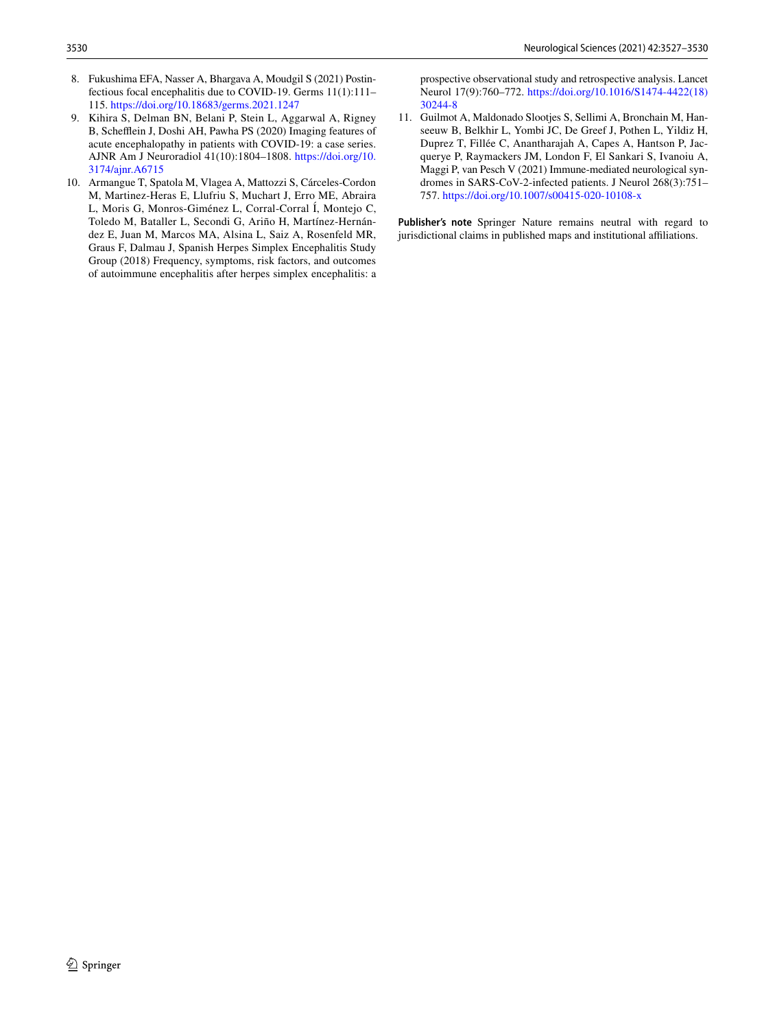8. Fukushima EFA, Nasser A, Bhargava A, Moudgil S (2021) Postinfectious focal encephalitis due to COVID-19. Germs 11(1):111–115. https://doi.org/10.18683/germs.2021.1247
9. Kihira S, Delman BN, Belani P, Stein L, Aggarwal A, Rigney B, Schefflein J, Doshi AH, Pawha PS (2020) Imaging features of acute encephalopathy in patients with COVID-19: a case series. AJNR Am J Neuroradiol 41(10):1804–1808. https://doi.org/10.3174/ajnr.A6715
10. Armangue T, Spatola M, Vlagea A, Mattozzi S, Cárceles-Cordon M, Martinez-Heras E, Llufriu S, Muchart J, Erro ME, Abraira L, Moris G, Monros-Giménez L, Corral-Corral Í, Montejo C, Toledo M, Bataller L, Secondi G, Ariño H, Martínez-Hernández E, Juan M, Marcos MA, Alsina L, Saiz A, Rosenfeld MR, Graus F, Dalmau J, Spanish Herpes Simplex Encephalitis Study Group (2018) Frequency, symptoms, risk factors, and outcomes of autoimmune encephalitis after herpes simplex encephalitis: a prospective observational study and retrospective analysis. Lancet Neurol 17(9):760–772. https://doi.org/10.1016/S1474-4422(18)30244-8
11. Guilmot A, Maldonado Slootjes S, Sellimi A, Bronchain M, Hanseeuw B, Belkhir L, Yombi JC, De Greef J, Pothen L, Yildiz H, Duprez T, Fillée C, Anantharajah A, Capes A, Hantson P, Jacquerye P, Raymackers JM, London F, El Sankari S, Ivanoiu A, Maggi P, van Pesch V (2021) Immune-mediated neurological syndromes in SARS-CoV-2-infected patients. J Neurol 268(3):751–757. https://doi.org/10.1007/s00415-020-10108-x

**Publisher's note** Springer Nature remains neutral with regard to jurisdictional claims in published maps and institutional affiliations.